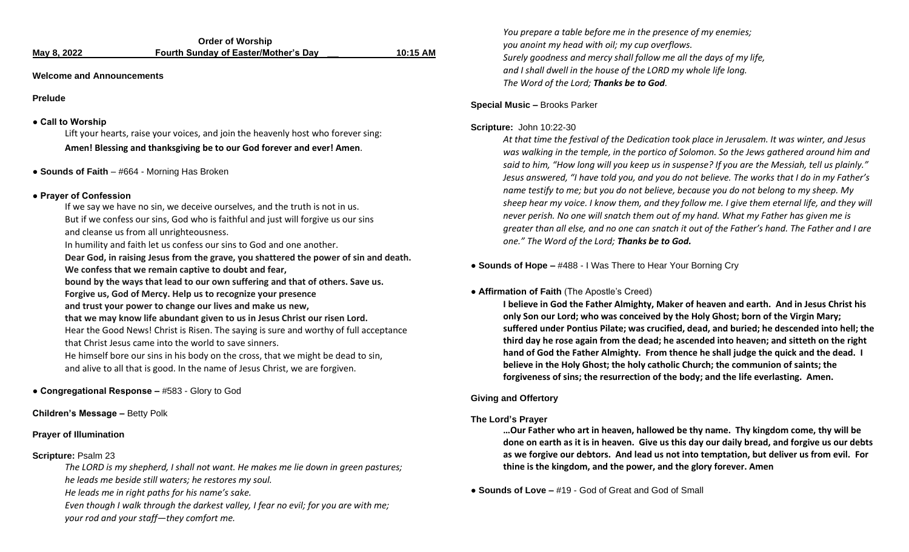# Order of Worship

**May 8, 2022 — Fourth Sunday of Easter/Mother's Day — 10:15 AM**

**Welcome and Announcements**

**Prelude**

**● Call to Worship**

Lift your hearts, raise your voices, and join the heavenly host who forever sing:
**Amen! Blessing and thanksgiving be to our God forever and ever! Amen**.

**● Sounds of Faith** – #664 - Morning Has Broken

**● Prayer of Confession**

If we say we have no sin, we deceive ourselves, and the truth is not in us.
But if we confess our sins, God who is faithful and just will forgive us our sins
and cleanse us from all unrighteousness.
In humility and faith let us confess our sins to God and one another.
**Dear God, in raising Jesus from the grave, you shattered the power of sin and death.**
**We confess that we remain captive to doubt and fear,**
**bound by the ways that lead to our own suffering and that of others. Save us.**
**Forgive us, God of Mercy. Help us to recognize your presence**
**and trust your power to change our lives and make us new,**
**that we may know life abundant given to us in Jesus Christ our risen Lord.**
Hear the Good News! Christ is Risen. The saying is sure and worthy of full acceptance
that Christ Jesus came into the world to save sinners.
He himself bore our sins in his body on the cross, that we might be dead to sin,
and alive to all that is good. In the name of Jesus Christ, we are forgiven.

**● Congregational Response –** #583 - Glory to God

**Children's Message –** Betty Polk

**Prayer of Illumination**

**Scripture:** Psalm 23

*The LORD is my shepherd, I shall not want. He makes me lie down in green pastures;*
*he leads me beside still waters; he restores my soul.*
*He leads me in right paths for his name's sake.*
*Even though I walk through the darkest valley, I fear no evil; for you are with me;*
*your rod and your staff—they comfort me.*
*You prepare a table before me in the presence of my enemies;*
*you anoint my head with oil; my cup overflows.*
*Surely goodness and mercy shall follow me all the days of my life,*
*and I shall dwell in the house of the LORD my whole life long.*
*The Word of the Lord;* ***Thanks be to God****.*

**Special Music –** Brooks Parker

**Scripture:** John 10:22-30

*At that time the festival of the Dedication took place in Jerusalem. It was winter, and Jesus was walking in the temple, in the portico of Solomon. So the Jews gathered around him and said to him, "How long will you keep us in suspense? If you are the Messiah, tell us plainly." Jesus answered, "I have told you, and you do not believe. The works that I do in my Father's name testify to me; but you do not believe, because you do not belong to my sheep. My sheep hear my voice. I know them, and they follow me. I give them eternal life, and they will never perish. No one will snatch them out of my hand. What my Father has given me is greater than all else, and no one can snatch it out of the Father's hand. The Father and I are one." The Word of the Lord;* ***Thanks be to God.***

**● Sounds of Hope –** #488 - I Was There to Hear Your Borning Cry

**● Affirmation of Faith** (The Apostle's Creed)

**I believe in God the Father Almighty, Maker of heaven and earth. And in Jesus Christ his only Son our Lord; who was conceived by the Holy Ghost; born of the Virgin Mary; suffered under Pontius Pilate; was crucified, dead, and buried; he descended into hell; the third day he rose again from the dead; he ascended into heaven; and sitteth on the right hand of God the Father Almighty. From thence he shall judge the quick and the dead. I believe in the Holy Ghost; the holy catholic Church; the communion of saints; the forgiveness of sins; the resurrection of the body; and the life everlasting. Amen.**

**Giving and Offertory**

**The Lord's Prayer**

**…Our Father who art in heaven, hallowed be thy name. Thy kingdom come, thy will be done on earth as it is in heaven. Give us this day our daily bread, and forgive us our debts as we forgive our debtors. And lead us not into temptation, but deliver us from evil. For thine is the kingdom, and the power, and the glory forever. Amen**

**● Sounds of Love –** #19 - God of Great and God of Small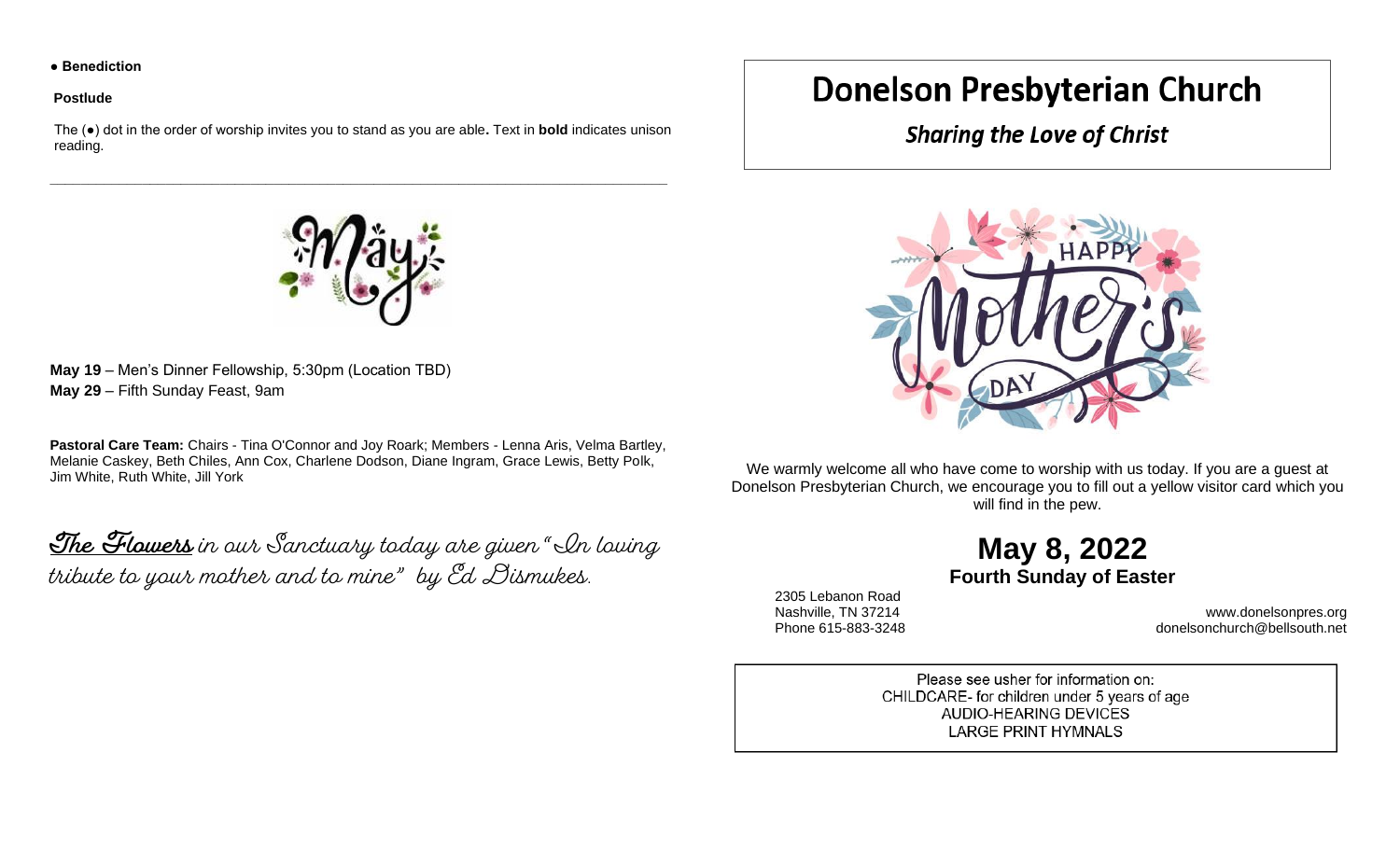**● Benediction**

**Postlude**

The (●) dot in the order of worship invites you to stand as you are able**.** Text in **bold** indicates unison reading.

---

**May 19** – Men's Dinner Fellowship, 5:30pm (Location TBD)
**May 29** – Fifth Sunday Feast, 9am

**Pastoral Care Team:** Chairs - Tina O'Connor and Joy Roark; Members - Lenna Aris, Velma Bartley, Melanie Caskey, Beth Chiles, Ann Cox, Charlene Dodson, Diane Ingram, Grace Lewis, Betty Polk, Jim White, Ruth White, Jill York

**The Flowers** in our Sanctuary today are given "In loving tribute to your mother and to mine" by Ed Dismukes.

# Donelson Presbyterian Church

***Sharing the Love of Christ***

We warmly welcome all who have come to worship with us today. If you are a guest at Donelson Presbyterian Church, we encourage you to fill out a yellow visitor card which you will find in the pew.

## May 8, 2022

### Fourth Sunday of Easter

2305 Lebanon Road
Nashville, TN 37214
Phone 615-883-3248

www.donelsonpres.org
donelsonchurch@bellsouth.net

Please see usher for information on:
CHILDCARE- for children under 5 years of age
AUDIO-HEARING DEVICES
LARGE PRINT HYMNALS